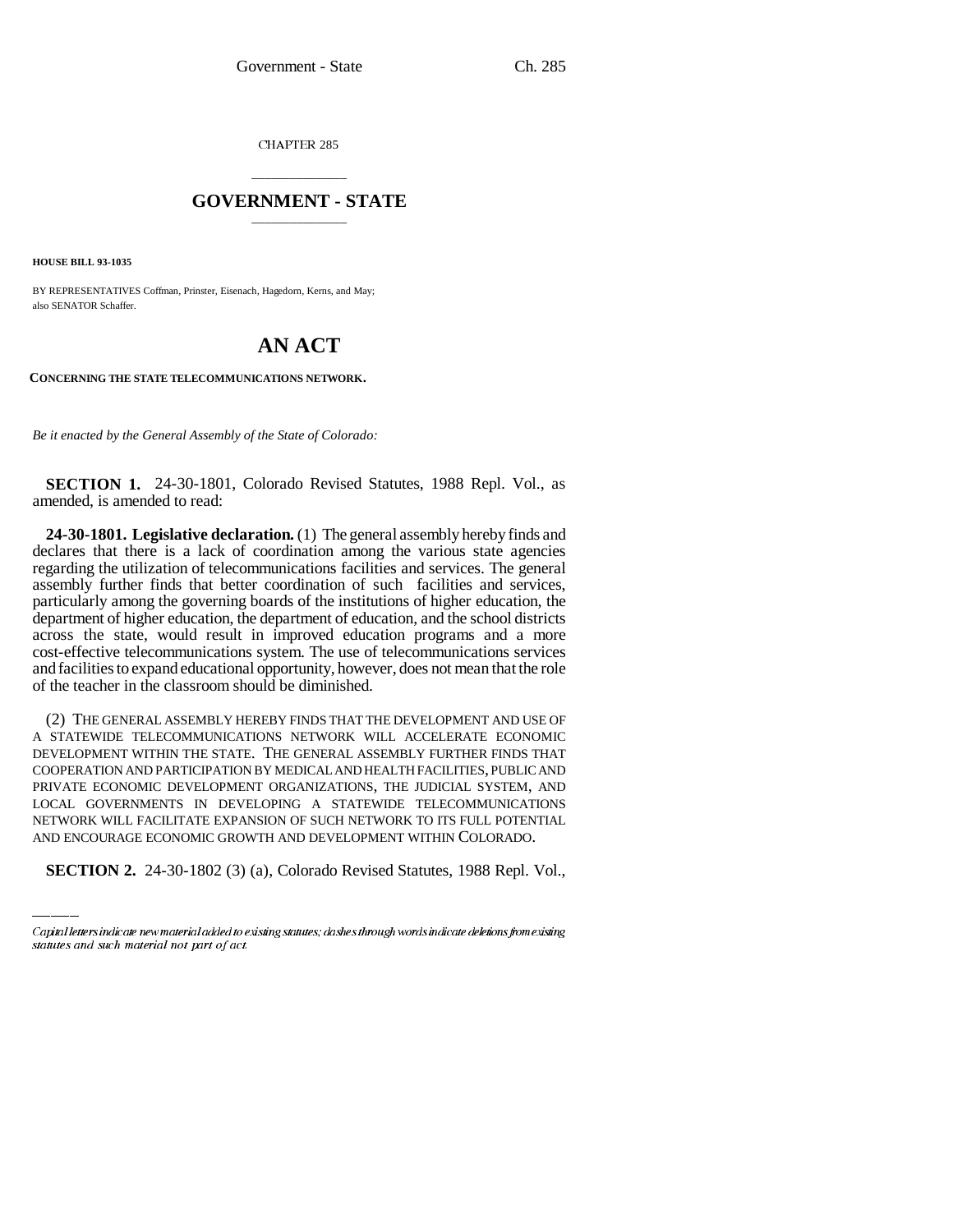CHAPTER 285

# GOVERNMENT - STATE

**HOUSE BILL 93-1035**

BY REPRESENTATIVES Coffman, Prinster, Eisenach, Hagedorn, Kerns, and May;
also SENATOR Schaffer.

# AN ACT

**CONCERNING THE STATE TELECOMMUNICATIONS NETWORK.**

*Be it enacted by the General Assembly of the State of Colorado:*

**SECTION 1.** 24-30-1801, Colorado Revised Statutes, 1988 Repl. Vol., as amended, is amended to read:

**24-30-1801. Legislative declaration.** (1) The general assembly hereby finds and declares that there is a lack of coordination among the various state agencies regarding the utilization of telecommunications facilities and services. The general assembly further finds that better coordination of such facilities and services, particularly among the governing boards of the institutions of higher education, the department of higher education, the department of education, and the school districts across the state, would result in improved education programs and a more cost-effective telecommunications system. The use of telecommunications services and facilities to expand educational opportunity, however, does not mean that the role of the teacher in the classroom should be diminished.

(2) THE GENERAL ASSEMBLY HEREBY FINDS THAT THE DEVELOPMENT AND USE OF A STATEWIDE TELECOMMUNICATIONS NETWORK WILL ACCELERATE ECONOMIC DEVELOPMENT WITHIN THE STATE. THE GENERAL ASSEMBLY FURTHER FINDS THAT COOPERATION AND PARTICIPATION BY MEDICAL AND HEALTH FACILITIES, PUBLIC AND PRIVATE ECONOMIC DEVELOPMENT ORGANIZATIONS, THE JUDICIAL SYSTEM, AND LOCAL GOVERNMENTS IN DEVELOPING A STATEWIDE TELECOMMUNICATIONS NETWORK WILL FACILITATE EXPANSION OF SUCH NETWORK TO ITS FULL POTENTIAL AND ENCOURAGE ECONOMIC GROWTH AND DEVELOPMENT WITHIN COLORADO.

**SECTION 2.** 24-30-1802 (3) (a), Colorado Revised Statutes, 1988 Repl. Vol.,

Capital letters indicate new material added to existing statutes; dashes through words indicate deletions from existing statutes and such material not part of act.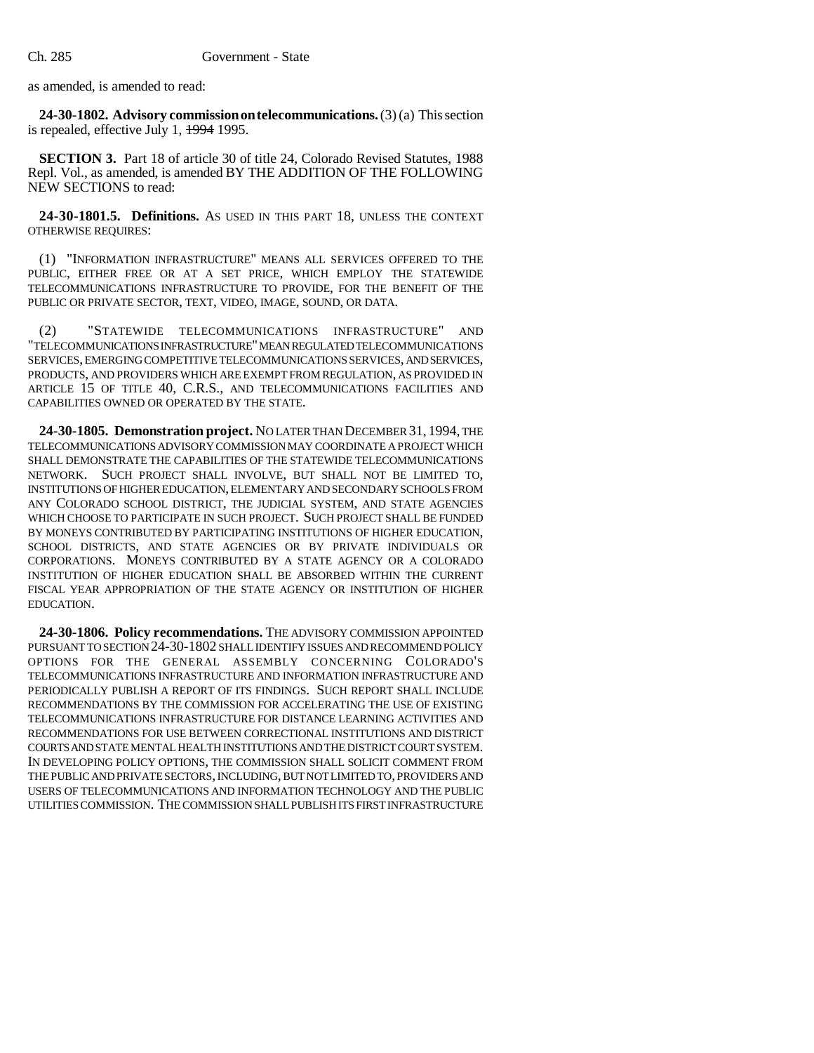as amended, is amended to read:

**24-30-1802. Advisory commission on telecommunications.** (3) (a) This section is repealed, effective July 1, ~~1994~~ 1995.

**SECTION 3.** Part 18 of article 30 of title 24, Colorado Revised Statutes, 1988 Repl. Vol., as amended, is amended BY THE ADDITION OF THE FOLLOWING NEW SECTIONS to read:

**24-30-1801.5. Definitions.** AS USED IN THIS PART 18, UNLESS THE CONTEXT OTHERWISE REQUIRES:

(1) "INFORMATION INFRASTRUCTURE" MEANS ALL SERVICES OFFERED TO THE PUBLIC, EITHER FREE OR AT A SET PRICE, WHICH EMPLOY THE STATEWIDE TELECOMMUNICATIONS INFRASTRUCTURE TO PROVIDE, FOR THE BENEFIT OF THE PUBLIC OR PRIVATE SECTOR, TEXT, VIDEO, IMAGE, SOUND, OR DATA.

(2) "STATEWIDE TELECOMMUNICATIONS INFRASTRUCTURE" AND "TELECOMMUNICATIONS INFRASTRUCTURE" MEAN REGULATED TELECOMMUNICATIONS SERVICES, EMERGING COMPETITIVE TELECOMMUNICATIONS SERVICES, AND SERVICES, PRODUCTS, AND PROVIDERS WHICH ARE EXEMPT FROM REGULATION, AS PROVIDED IN ARTICLE 15 OF TITLE 40, C.R.S., AND TELECOMMUNICATIONS FACILITIES AND CAPABILITIES OWNED OR OPERATED BY THE STATE.

**24-30-1805. Demonstration project.** NO LATER THAN DECEMBER 31, 1994, THE TELECOMMUNICATIONS ADVISORY COMMISSION MAY COORDINATE A PROJECT WHICH SHALL DEMONSTRATE THE CAPABILITIES OF THE STATEWIDE TELECOMMUNICATIONS NETWORK. SUCH PROJECT SHALL INVOLVE, BUT SHALL NOT BE LIMITED TO, INSTITUTIONS OF HIGHER EDUCATION, ELEMENTARY AND SECONDARY SCHOOLS FROM ANY COLORADO SCHOOL DISTRICT, THE JUDICIAL SYSTEM, AND STATE AGENCIES WHICH CHOOSE TO PARTICIPATE IN SUCH PROJECT. SUCH PROJECT SHALL BE FUNDED BY MONEYS CONTRIBUTED BY PARTICIPATING INSTITUTIONS OF HIGHER EDUCATION, SCHOOL DISTRICTS, AND STATE AGENCIES OR BY PRIVATE INDIVIDUALS OR CORPORATIONS. MONEYS CONTRIBUTED BY A STATE AGENCY OR A COLORADO INSTITUTION OF HIGHER EDUCATION SHALL BE ABSORBED WITHIN THE CURRENT FISCAL YEAR APPROPRIATION OF THE STATE AGENCY OR INSTITUTION OF HIGHER EDUCATION.

**24-30-1806. Policy recommendations.** THE ADVISORY COMMISSION APPOINTED PURSUANT TO SECTION 24-30-1802 SHALL IDENTIFY ISSUES AND RECOMMEND POLICY OPTIONS FOR THE GENERAL ASSEMBLY CONCERNING COLORADO'S TELECOMMUNICATIONS INFRASTRUCTURE AND INFORMATION INFRASTRUCTURE AND PERIODICALLY PUBLISH A REPORT OF ITS FINDINGS. SUCH REPORT SHALL INCLUDE RECOMMENDATIONS BY THE COMMISSION FOR ACCELERATING THE USE OF EXISTING TELECOMMUNICATIONS INFRASTRUCTURE FOR DISTANCE LEARNING ACTIVITIES AND RECOMMENDATIONS FOR USE BETWEEN CORRECTIONAL INSTITUTIONS AND DISTRICT COURTS AND STATE MENTAL HEALTH INSTITUTIONS AND THE DISTRICT COURT SYSTEM. IN DEVELOPING POLICY OPTIONS, THE COMMISSION SHALL SOLICIT COMMENT FROM THE PUBLIC AND PRIVATE SECTORS, INCLUDING, BUT NOT LIMITED TO, PROVIDERS AND USERS OF TELECOMMUNICATIONS AND INFORMATION TECHNOLOGY AND THE PUBLIC UTILITIES COMMISSION. THE COMMISSION SHALL PUBLISH ITS FIRST INFRASTRUCTURE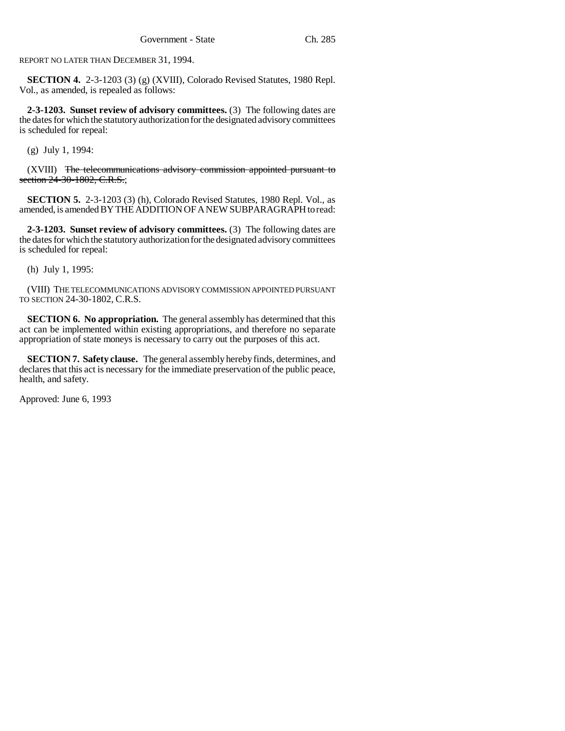REPORT NO LATER THAN DECEMBER 31, 1994.

**SECTION 4.** 2-3-1203 (3) (g) (XVIII), Colorado Revised Statutes, 1980 Repl. Vol., as amended, is repealed as follows:

**2-3-1203. Sunset review of advisory committees.** (3) The following dates are the dates for which the statutory authorization for the designated advisory committees is scheduled for repeal:

(g) July 1, 1994:

(XVIII) ~~The telecommunications advisory commission appointed pursuant to section 24-30-1802, C.R.S.~~;

**SECTION 5.** 2-3-1203 (3) (h), Colorado Revised Statutes, 1980 Repl. Vol., as amended, is amended BY THE ADDITION OF A NEW SUBPARAGRAPH to read:

**2-3-1203. Sunset review of advisory committees.** (3) The following dates are the dates for which the statutory authorization for the designated advisory committees is scheduled for repeal:

(h) July 1, 1995:

(VIII) THE TELECOMMUNICATIONS ADVISORY COMMISSION APPOINTED PURSUANT TO SECTION 24-30-1802, C.R.S.

**SECTION 6. No appropriation.** The general assembly has determined that this act can be implemented within existing appropriations, and therefore no separate appropriation of state moneys is necessary to carry out the purposes of this act.

**SECTION 7. Safety clause.** The general assembly hereby finds, determines, and declares that this act is necessary for the immediate preservation of the public peace, health, and safety.

Approved: June 6, 1993